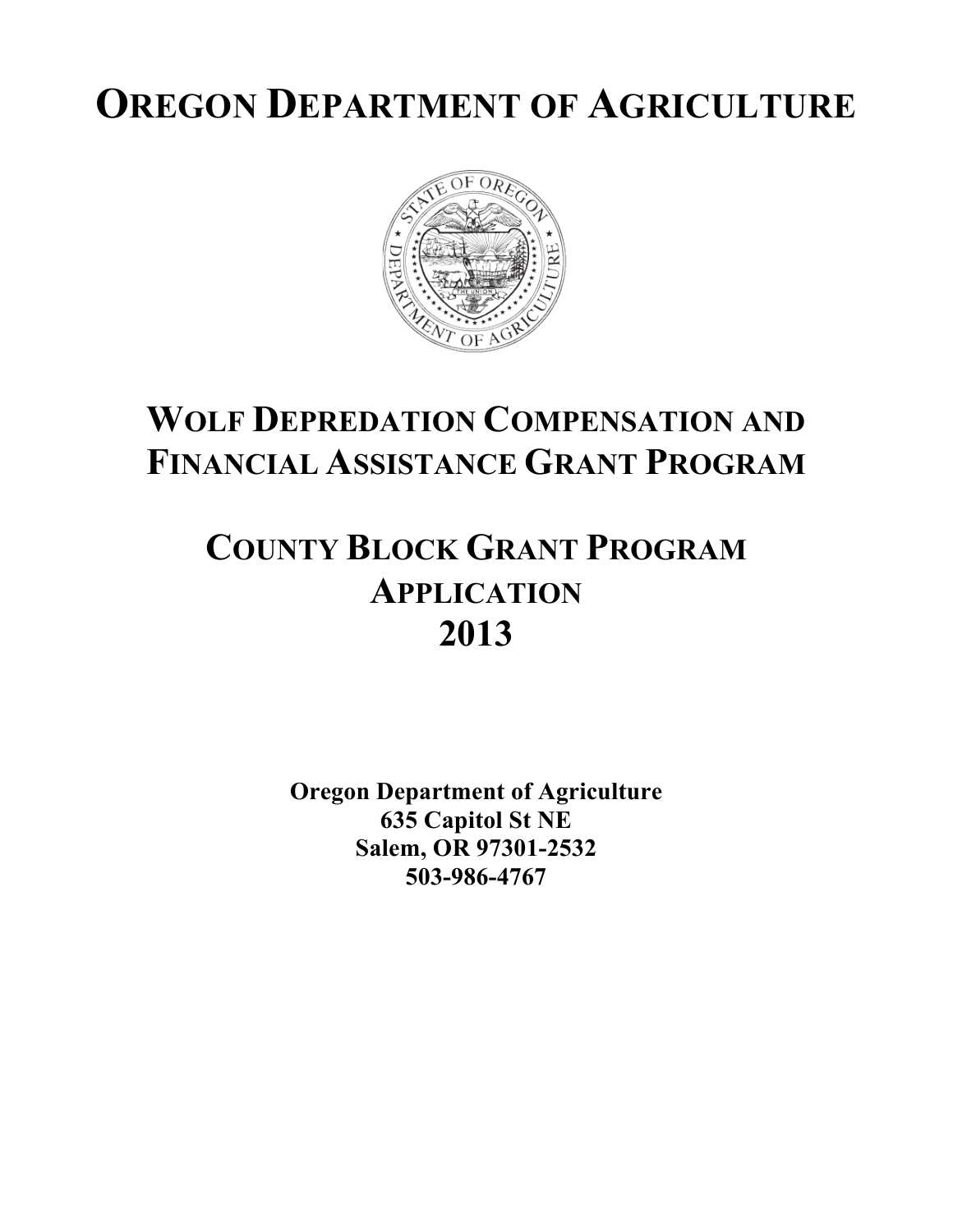# OREGON DEPARTMENT OF AGRICULTURE

## WOLF DEPREDATION COMPENSATION AND FINANCIAL ASSISTANCE GRANT PROGRAM

## COUNTY BLOCK GRANT PROGRAM APPLICATION 2013

**Oregon Department of Agriculture**
**635 Capitol St NE**
**Salem, OR 97301-2532**
**503-986-4767**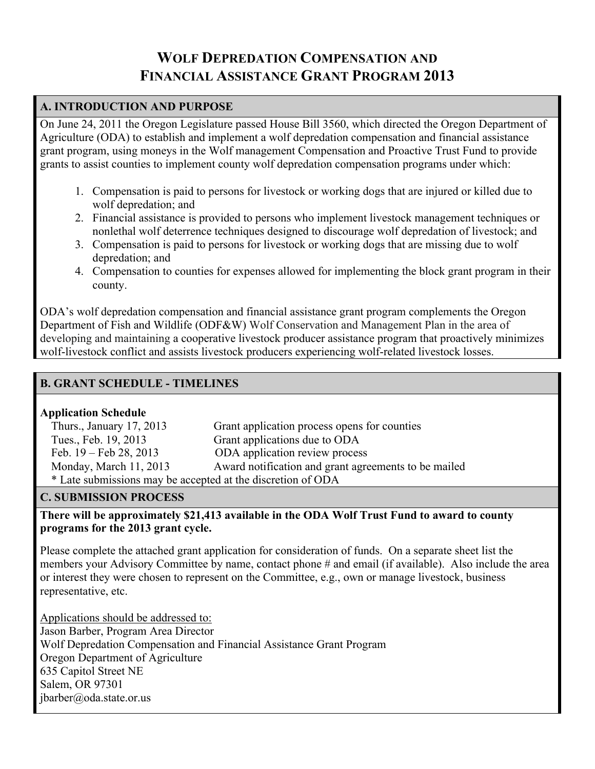# WOLF DEPREDATION COMPENSATION AND FINANCIAL ASSISTANCE GRANT PROGRAM 2013

## A. INTRODUCTION AND PURPOSE

On June 24, 2011 the Oregon Legislature passed House Bill 3560, which directed the Oregon Department of Agriculture (ODA) to establish and implement a wolf depredation compensation and financial assistance grant program, using moneys in the Wolf management Compensation and Proactive Trust Fund to provide grants to assist counties to implement county wolf depredation compensation programs under which:

1. Compensation is paid to persons for livestock or working dogs that are injured or killed due to wolf depredation; and
2. Financial assistance is provided to persons who implement livestock management techniques or nonlethal wolf deterrence techniques designed to discourage wolf depredation of livestock; and
3. Compensation is paid to persons for livestock or working dogs that are missing due to wolf depredation; and
4. Compensation to counties for expenses allowed for implementing the block grant program in their county.

ODA's wolf depredation compensation and financial assistance grant program complements the Oregon Department of Fish and Wildlife (ODF&W) Wolf Conservation and Management Plan in the area of developing and maintaining a cooperative livestock producer assistance program that proactively minimizes wolf-livestock conflict and assists livestock producers experiencing wolf-related livestock losses.

## B. GRANT SCHEDULE - TIMELINES

**Application Schedule**

| | |
|---|---|
| Thurs., January 17, 2013 | Grant application process opens for counties |
| Tues., Feb. 19, 2013 | Grant applications due to ODA |
| Feb. 19 – Feb 28, 2013 | ODA application review process |
| Monday, March 11, 2013 | Award notification and grant agreements to be mailed |

* Late submissions may be accepted at the discretion of ODA

## C. SUBMISSION PROCESS

**There will be approximately $21,413 available in the ODA Wolf Trust Fund to award to county programs for the 2013 grant cycle.**

Please complete the attached grant application for consideration of funds. On a separate sheet list the members your Advisory Committee by name, contact phone # and email (if available). Also include the area or interest they were chosen to represent on the Committee, e.g., own or manage livestock, business representative, etc.

Applications should be addressed to:
Jason Barber, Program Area Director
Wolf Depredation Compensation and Financial Assistance Grant Program
Oregon Department of Agriculture
635 Capitol Street NE
Salem, OR 97301
jbarber@oda.state.or.us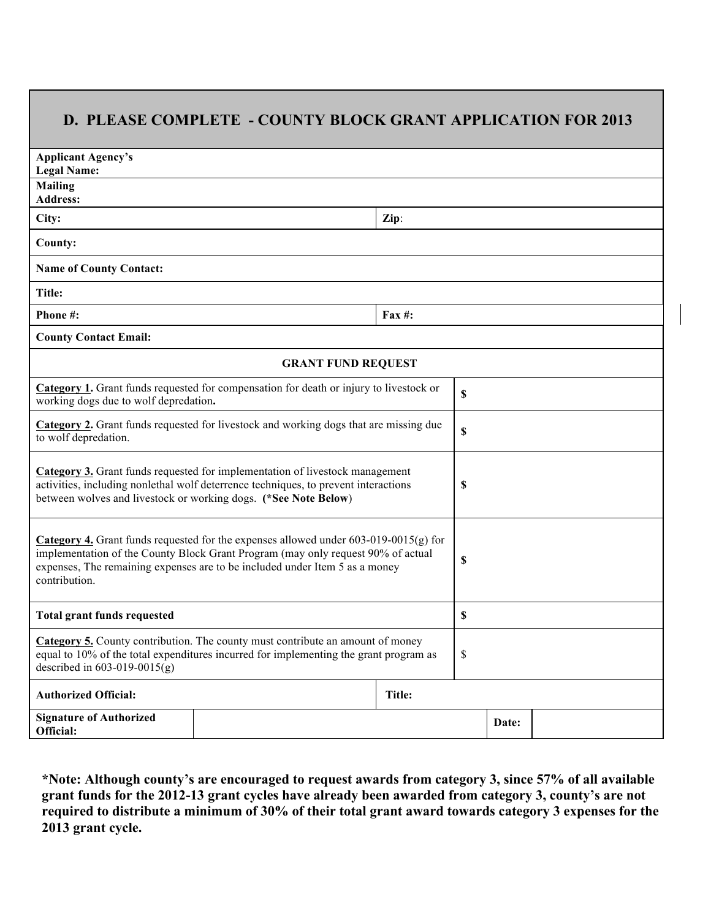## D. PLEASE COMPLETE - COUNTY BLOCK GRANT APPLICATION FOR 2013

| | |
|---|---|
| **Applicant Agency's Legal Name:** | |
| **Mailing Address:** | |
| **City:** | **Zip**: |
| **County:** | |
| **Name of County Contact:** | |
| **Title:** | |
| **Phone #:** | **Fax #:** |
| **County Contact Email:** | |

| **GRANT FUND REQUEST** | |
|---|---|
| **Category 1.** Grant funds requested for compensation for death or injury to livestock or working dogs due to wolf depredation**.** | **$** |
| **Category 2.** Grant funds requested for livestock and working dogs that are missing due to wolf depredation. | **$** |
| **Category 3.** Grant funds requested for implementation of livestock management activities, including nonlethal wolf deterrence techniques, to prevent interactions between wolves and livestock or working dogs. **(*See Note Below**) | **$** |
| **Category 4.** Grant funds requested for the expenses allowed under 603-019-0015(g) for implementation of the County Block Grant Program (may only request 90% of actual expenses, The remaining expenses are to be included under Item 5 as a money contribution. | **$** |
| **Total grant funds requested** | **$** |
| **Category 5.** County contribution. The county must contribute an amount of money equal to 10% of the total expenditures incurred for implementing the grant program as described in 603-019-0015(g) | $ |

| | | | |
|---|---|---|---|
| **Authorized Official:** | | **Title:** | |
| **Signature of Authorized Official:** | | **Date:** | |

**\*Note: Although county's are encouraged to request awards from category 3, since 57% of all available grant funds for the 2012-13 grant cycles have already been awarded from category 3, county's are not required to distribute a minimum of 30% of their total grant award towards category 3 expenses for the 2013 grant cycle.**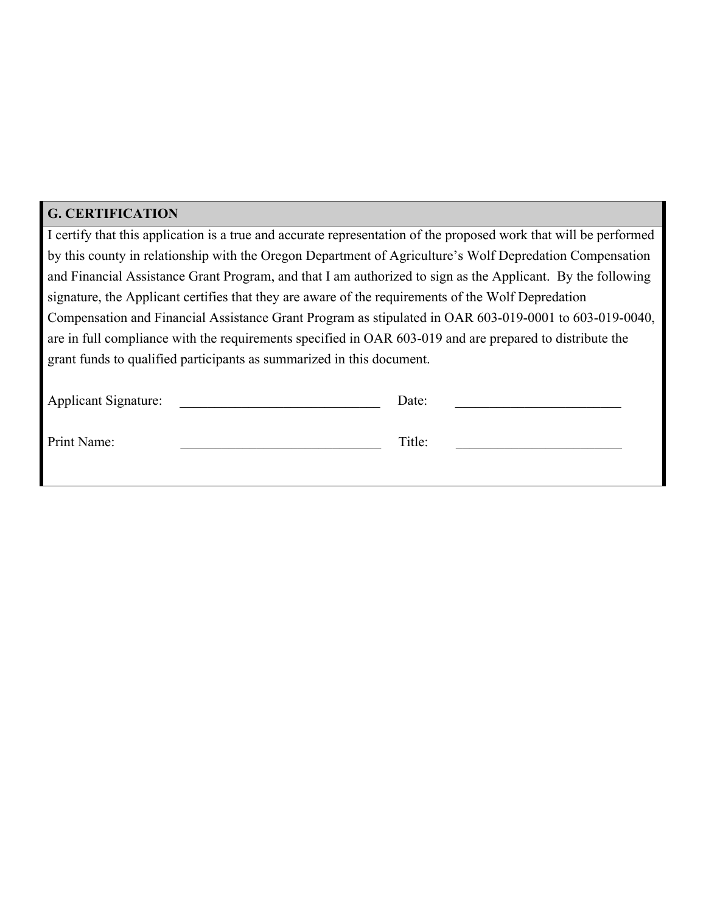## G. CERTIFICATION

I certify that this application is a true and accurate representation of the proposed work that will be performed by this county in relationship with the Oregon Department of Agriculture's Wolf Depredation Compensation and Financial Assistance Grant Program, and that I am authorized to sign as the Applicant. By the following signature, the Applicant certifies that they are aware of the requirements of the Wolf Depredation Compensation and Financial Assistance Grant Program as stipulated in OAR 603-019-0001 to 603-019-0040, are in full compliance with the requirements specified in OAR 603-019 and are prepared to distribute the grant funds to qualified participants as summarized in this document.

Applicant Signature: ______________________________ Date: _________________________

Print Name: ______________________________ Title: _________________________